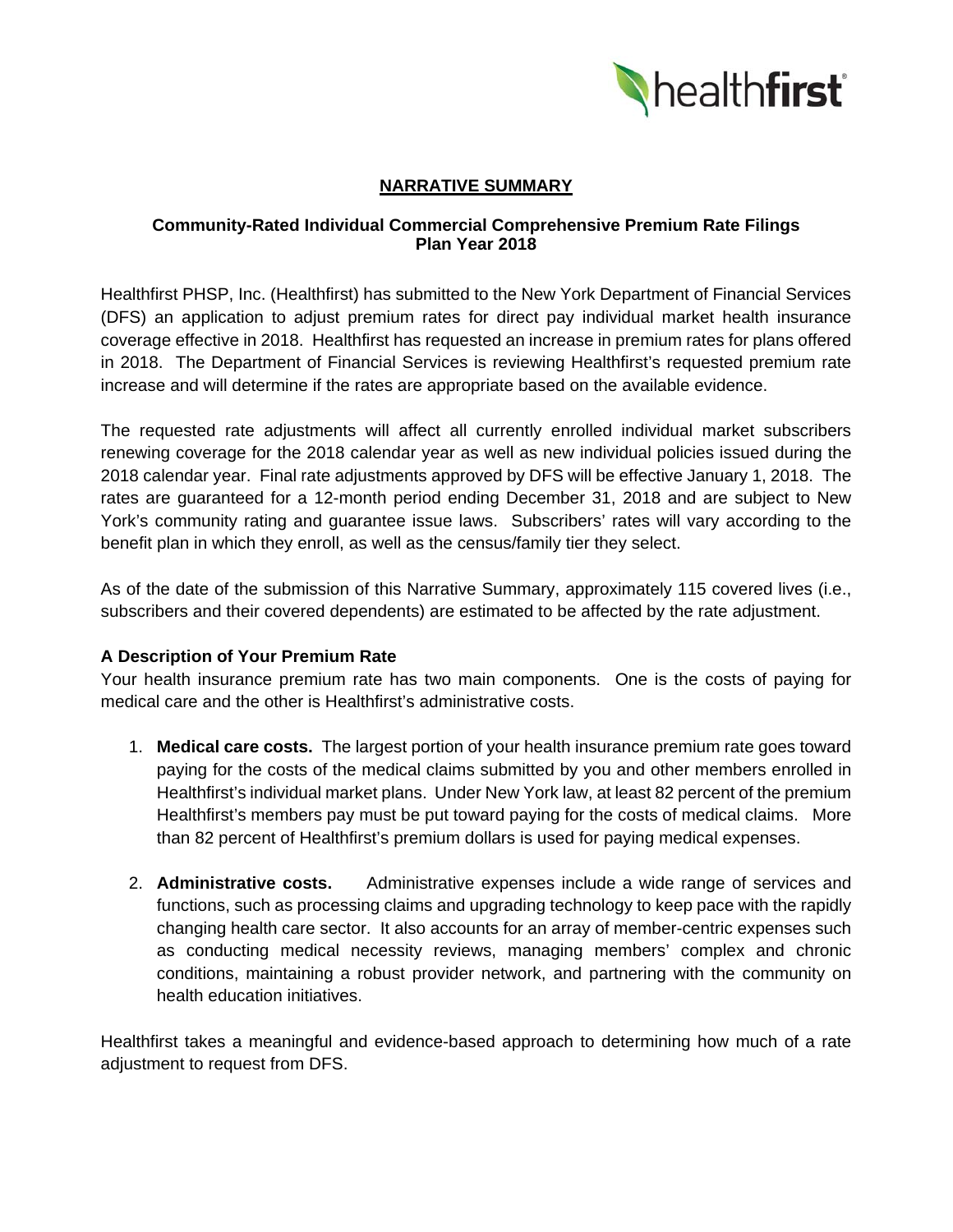# NARRATIVE SUMMARY

## Community-Rated Individual Commercial Comprehensive Premium Rate Filings
## Plan Year 2018

Healthfirst PHSP, Inc. (Healthfirst) has submitted to the New York Department of Financial Services (DFS) an application to adjust premium rates for direct pay individual market health insurance coverage effective in 2018. Healthfirst has requested an increase in premium rates for plans offered in 2018. The Department of Financial Services is reviewing Healthfirst's requested premium rate increase and will determine if the rates are appropriate based on the available evidence.

The requested rate adjustments will affect all currently enrolled individual market subscribers renewing coverage for the 2018 calendar year as well as new individual policies issued during the 2018 calendar year. Final rate adjustments approved by DFS will be effective January 1, 2018. The rates are guaranteed for a 12-month period ending December 31, 2018 and are subject to New York's community rating and guarantee issue laws. Subscribers' rates will vary according to the benefit plan in which they enroll, as well as the census/family tier they select.

As of the date of the submission of this Narrative Summary, approximately 115 covered lives (i.e., subscribers and their covered dependents) are estimated to be affected by the rate adjustment.

### A Description of Your Premium Rate

Your health insurance premium rate has two main components. One is the costs of paying for medical care and the other is Healthfirst's administrative costs.

1. **Medical care costs.** The largest portion of your health insurance premium rate goes toward paying for the costs of the medical claims submitted by you and other members enrolled in Healthfirst's individual market plans. Under New York law, at least 82 percent of the premium Healthfirst's members pay must be put toward paying for the costs of medical claims. More than 82 percent of Healthfirst's premium dollars is used for paying medical expenses.

2. **Administrative costs.** Administrative expenses include a wide range of services and functions, such as processing claims and upgrading technology to keep pace with the rapidly changing health care sector. It also accounts for an array of member-centric expenses such as conducting medical necessity reviews, managing members' complex and chronic conditions, maintaining a robust provider network, and partnering with the community on health education initiatives.

Healthfirst takes a meaningful and evidence-based approach to determining how much of a rate adjustment to request from DFS.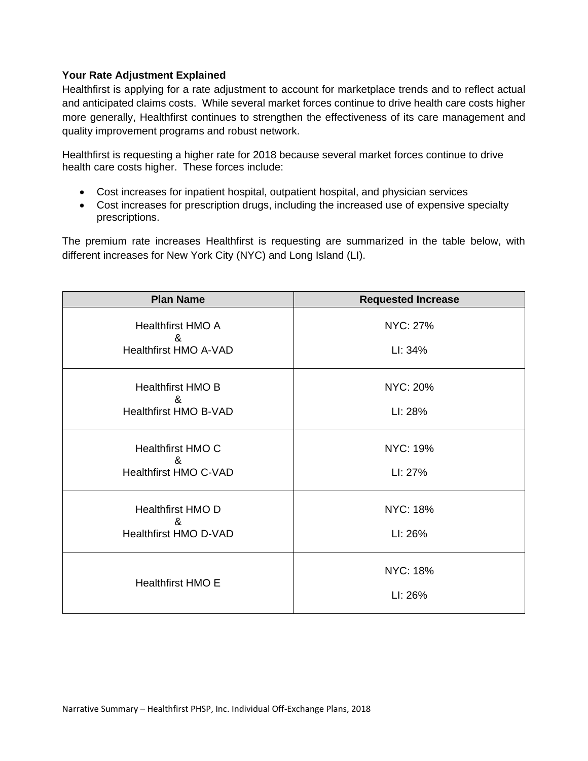**Your Rate Adjustment Explained**

Healthfirst is applying for a rate adjustment to account for marketplace trends and to reflect actual and anticipated claims costs. While several market forces continue to drive health care costs higher more generally, Healthfirst continues to strengthen the effectiveness of its care management and quality improvement programs and robust network.

Healthfirst is requesting a higher rate for 2018 because several market forces continue to drive health care costs higher. These forces include:

- Cost increases for inpatient hospital, outpatient hospital, and physician services
- Cost increases for prescription drugs, including the increased use of expensive specialty prescriptions.

The premium rate increases Healthfirst is requesting are summarized in the table below, with different increases for New York City (NYC) and Long Island (LI).

| Plan Name | Requested Increase |
|---|---|
| Healthfirst HMO A & Healthfirst HMO A-VAD | NYC: 27% LI: 34% |
| Healthfirst HMO B & Healthfirst HMO B-VAD | NYC: 20% LI: 28% |
| Healthfirst HMO C & Healthfirst HMO C-VAD | NYC: 19% LI: 27% |
| Healthfirst HMO D & Healthfirst HMO D-VAD | NYC: 18% LI: 26% |
| Healthfirst HMO E | NYC: 18% LI: 26% |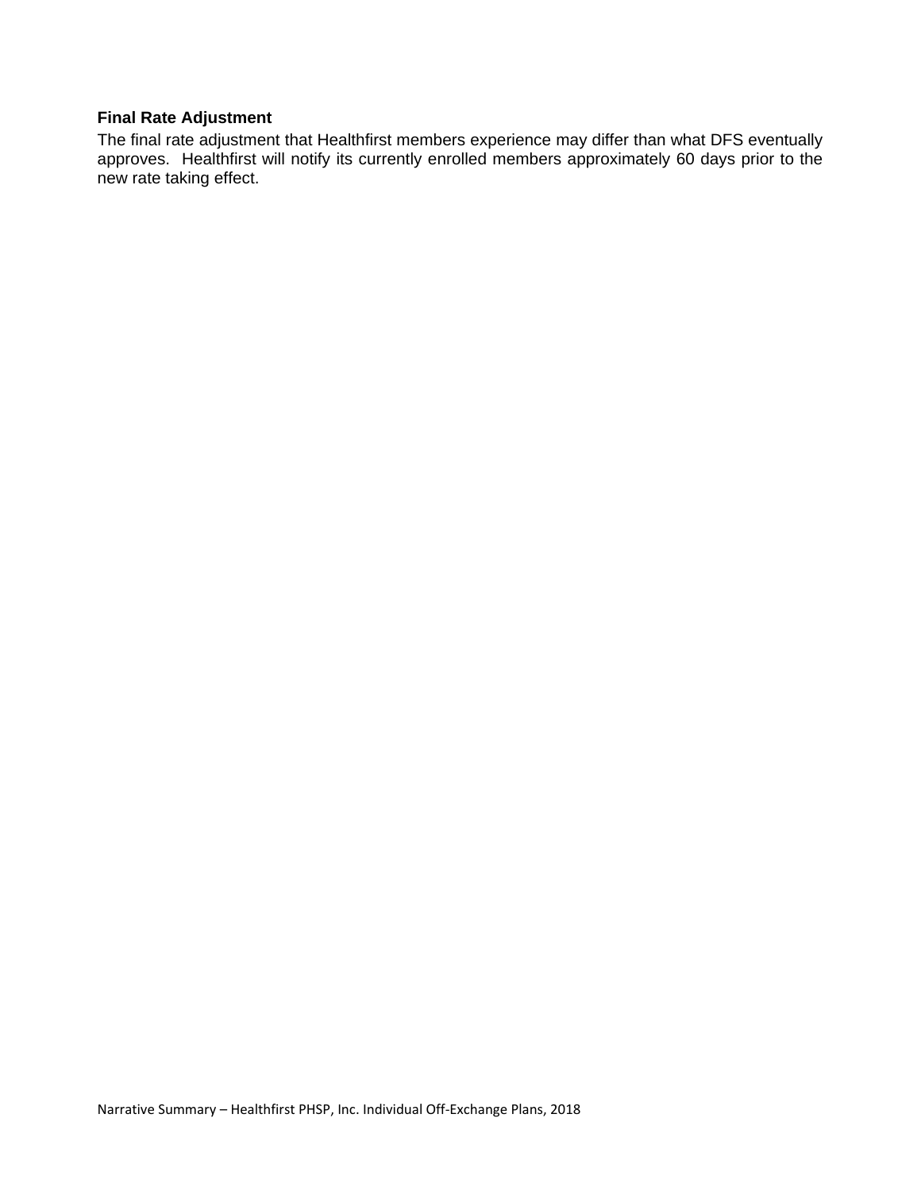**Final Rate Adjustment**

The final rate adjustment that Healthfirst members experience may differ than what DFS eventually approves. Healthfirst will notify its currently enrolled members approximately 60 days prior to the new rate taking effect.